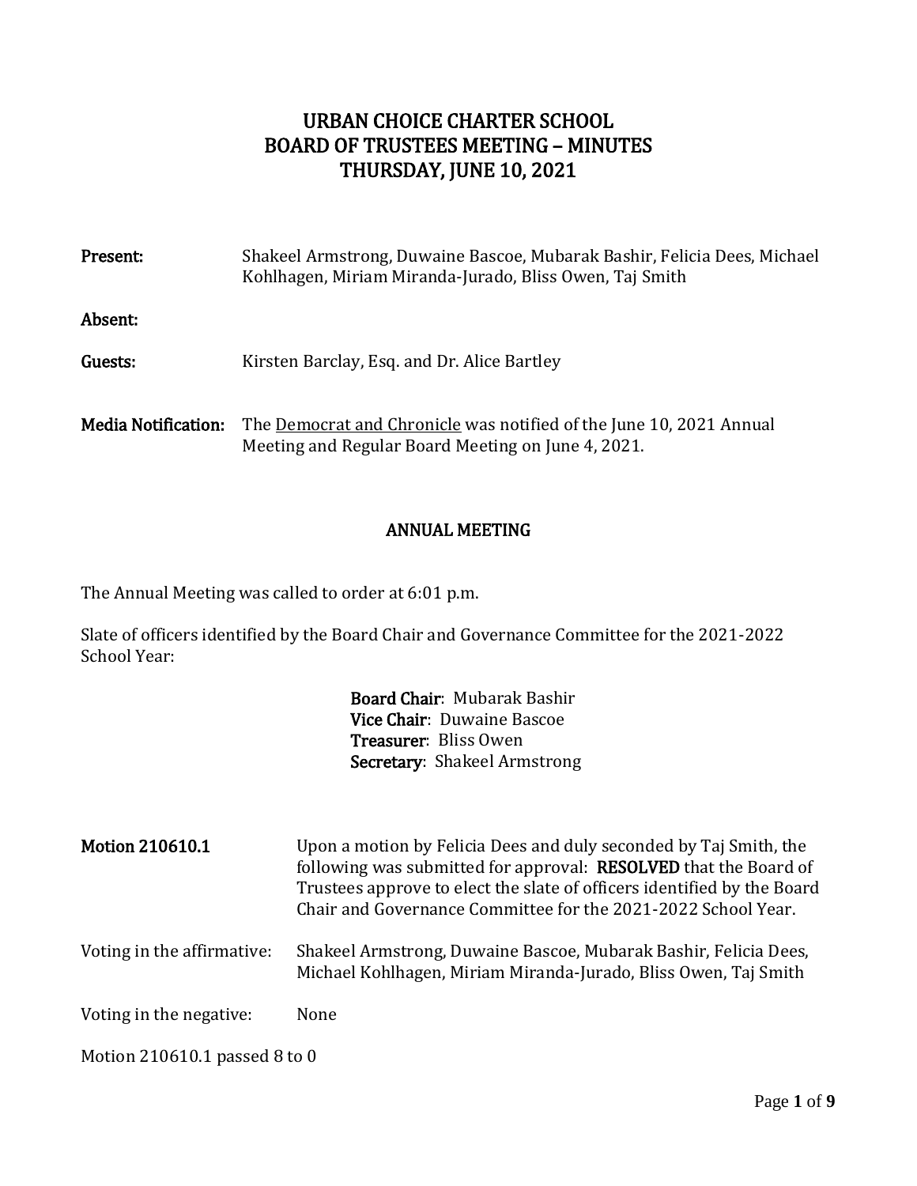# URBAN CHOICE CHARTER SCHOOL
# BOARD OF TRUSTEES MEETING – MINUTES
# THURSDAY, JUNE 10, 2021

**Present:** Shakeel Armstrong, Duwaine Bascoe, Mubarak Bashir, Felicia Dees, Michael Kohlhagen, Miriam Miranda-Jurado, Bliss Owen, Taj Smith

**Absent:**

**Guests:** Kirsten Barclay, Esq. and Dr. Alice Bartley

**Media Notification:** The Democrat and Chronicle was notified of the June 10, 2021 Annual Meeting and Regular Board Meeting on June 4, 2021.

## ANNUAL MEETING

The Annual Meeting was called to order at 6:01 p.m.

Slate of officers identified by the Board Chair and Governance Committee for the 2021-2022 School Year:

**Board Chair**: Mubarak Bashir
**Vice Chair**: Duwaine Bascoe
**Treasurer**: Bliss Owen
**Secretary**: Shakeel Armstrong

**Motion 210610.1** Upon a motion by Felicia Dees and duly seconded by Taj Smith, the following was submitted for approval: **RESOLVED** that the Board of Trustees approve to elect the slate of officers identified by the Board Chair and Governance Committee for the 2021-2022 School Year.

Voting in the affirmative: Shakeel Armstrong, Duwaine Bascoe, Mubarak Bashir, Felicia Dees, Michael Kohlhagen, Miriam Miranda-Jurado, Bliss Owen, Taj Smith

Voting in the negative: None

Motion 210610.1 passed 8 to 0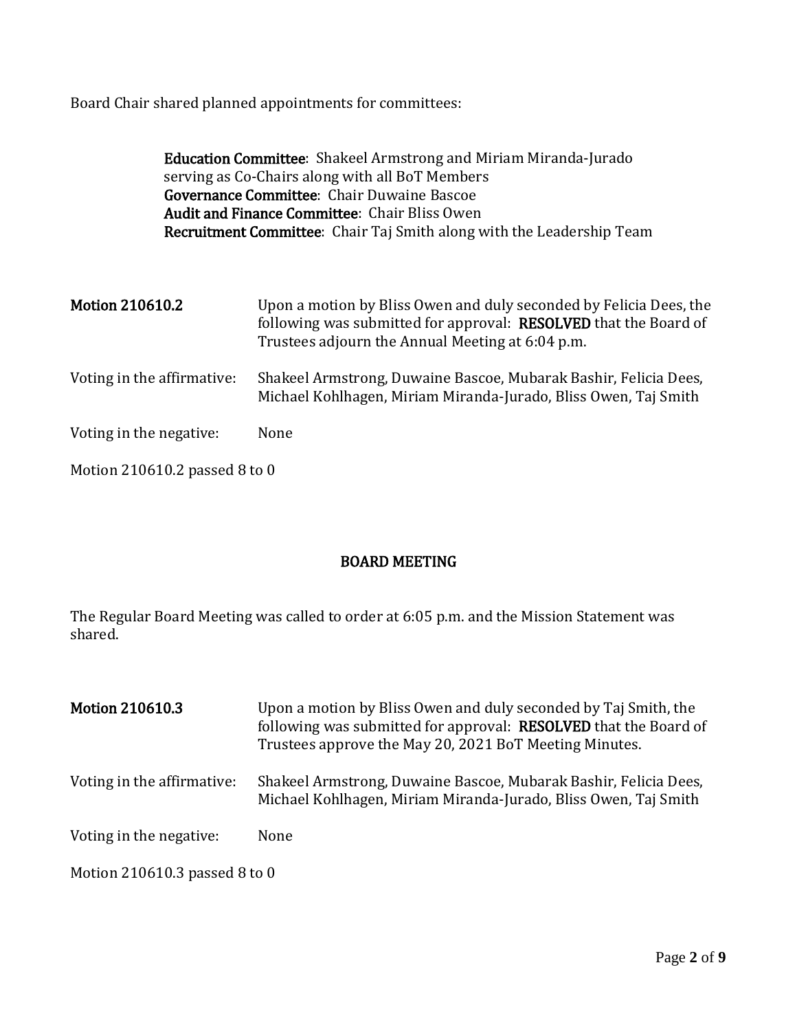Board Chair shared planned appointments for committees:

> **Education Committee**: Shakeel Armstrong and Miriam Miranda-Jurado serving as Co-Chairs along with all BoT Members
> **Governance Committee**: Chair Duwaine Bascoe
> **Audit and Finance Committee**: Chair Bliss Owen
> **Recruitment Committee**: Chair Taj Smith along with the Leadership Team

| | |
|---|---|
| **Motion 210610.2** | Upon a motion by Bliss Owen and duly seconded by Felicia Dees, the following was submitted for approval: **RESOLVED** that the Board of Trustees adjourn the Annual Meeting at 6:04 p.m. |
| Voting in the affirmative: | Shakeel Armstrong, Duwaine Bascoe, Mubarak Bashir, Felicia Dees, Michael Kohlhagen, Miriam Miranda-Jurado, Bliss Owen, Taj Smith |
| Voting in the negative: | None |

Motion 210610.2 passed 8 to 0

## BOARD MEETING

The Regular Board Meeting was called to order at 6:05 p.m. and the Mission Statement was shared.

| | |
|---|---|
| **Motion 210610.3** | Upon a motion by Bliss Owen and duly seconded by Taj Smith, the following was submitted for approval: **RESOLVED** that the Board of Trustees approve the May 20, 2021 BoT Meeting Minutes. |
| Voting in the affirmative: | Shakeel Armstrong, Duwaine Bascoe, Mubarak Bashir, Felicia Dees, Michael Kohlhagen, Miriam Miranda-Jurado, Bliss Owen, Taj Smith |
| Voting in the negative: | None |

Motion 210610.3 passed 8 to 0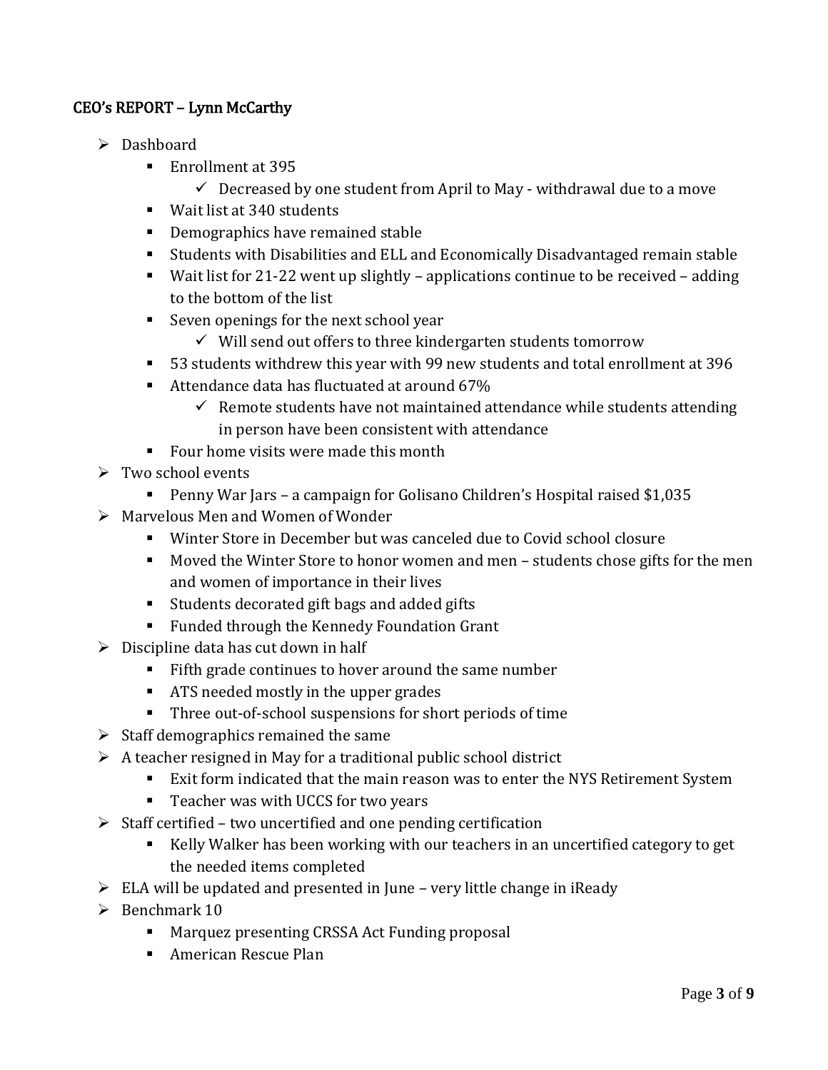## CEO's REPORT – Lynn McCarthy

- Dashboard
  - Enrollment at 395
    - Decreased by one student from April to May - withdrawal due to a move
  - Wait list at 340 students
  - Demographics have remained stable
  - Students with Disabilities and ELL and Economically Disadvantaged remain stable
  - Wait list for 21-22 went up slightly – applications continue to be received – adding to the bottom of the list
  - Seven openings for the next school year
    - Will send out offers to three kindergarten students tomorrow
  - 53 students withdrew this year with 99 new students and total enrollment at 396
  - Attendance data has fluctuated at around 67%
    - Remote students have not maintained attendance while students attending in person have been consistent with attendance
  - Four home visits were made this month
- Two school events
  - Penny War Jars – a campaign for Golisano Children's Hospital raised $1,035
- Marvelous Men and Women of Wonder
  - Winter Store in December but was canceled due to Covid school closure
  - Moved the Winter Store to honor women and men – students chose gifts for the men and women of importance in their lives
  - Students decorated gift bags and added gifts
  - Funded through the Kennedy Foundation Grant
- Discipline data has cut down in half
  - Fifth grade continues to hover around the same number
  - ATS needed mostly in the upper grades
  - Three out-of-school suspensions for short periods of time
- Staff demographics remained the same
- A teacher resigned in May for a traditional public school district
  - Exit form indicated that the main reason was to enter the NYS Retirement System
  - Teacher was with UCCS for two years
- Staff certified – two uncertified and one pending certification
  - Kelly Walker has been working with our teachers in an uncertified category to get the needed items completed
- ELA will be updated and presented in June – very little change in iReady
- Benchmark 10
  - Marquez presenting CRSSA Act Funding proposal
  - American Rescue Plan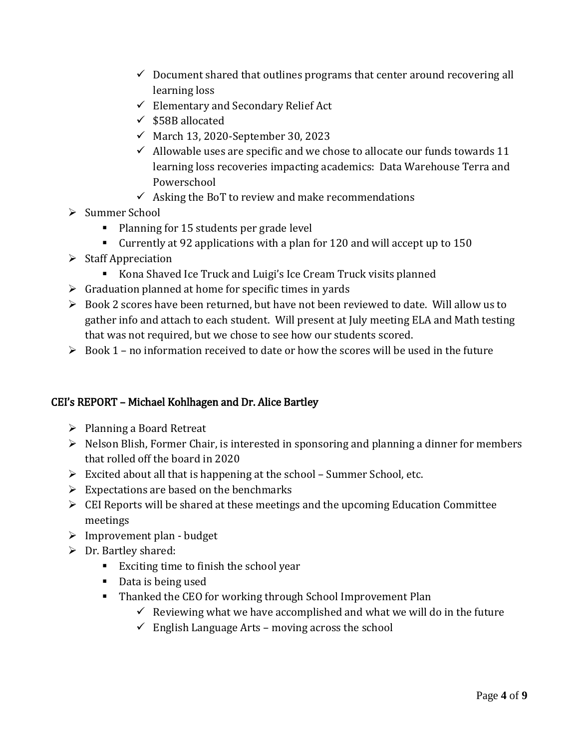- Document shared that outlines programs that center around recovering all learning loss
    - Elementary and Secondary Relief Act
    - $58B allocated
    - March 13, 2020-September 30, 2023
    - Allowable uses are specific and we chose to allocate our funds towards 11 learning loss recoveries impacting academics: Data Warehouse Terra and Powerschool
    - Asking the BoT to review and make recommendations
- Summer School
    - Planning for 15 students per grade level
    - Currently at 92 applications with a plan for 120 and will accept up to 150
- Staff Appreciation
    - Kona Shaved Ice Truck and Luigi's Ice Cream Truck visits planned
- Graduation planned at home for specific times in yards
- Book 2 scores have been returned, but have not been reviewed to date. Will allow us to gather info and attach to each student. Will present at July meeting ELA and Math testing that was not required, but we chose to see how our students scored.
- Book 1 – no information received to date or how the scores will be used in the future

## CEI's REPORT – Michael Kohlhagen and Dr. Alice Bartley

- Planning a Board Retreat
- Nelson Blish, Former Chair, is interested in sponsoring and planning a dinner for members that rolled off the board in 2020
- Excited about all that is happening at the school – Summer School, etc.
- Expectations are based on the benchmarks
- CEI Reports will be shared at these meetings and the upcoming Education Committee meetings
- Improvement plan - budget
- Dr. Bartley shared:
    - Exciting time to finish the school year
    - Data is being used
    - Thanked the CEO for working through School Improvement Plan
        - Reviewing what we have accomplished and what we will do in the future
        - English Language Arts – moving across the school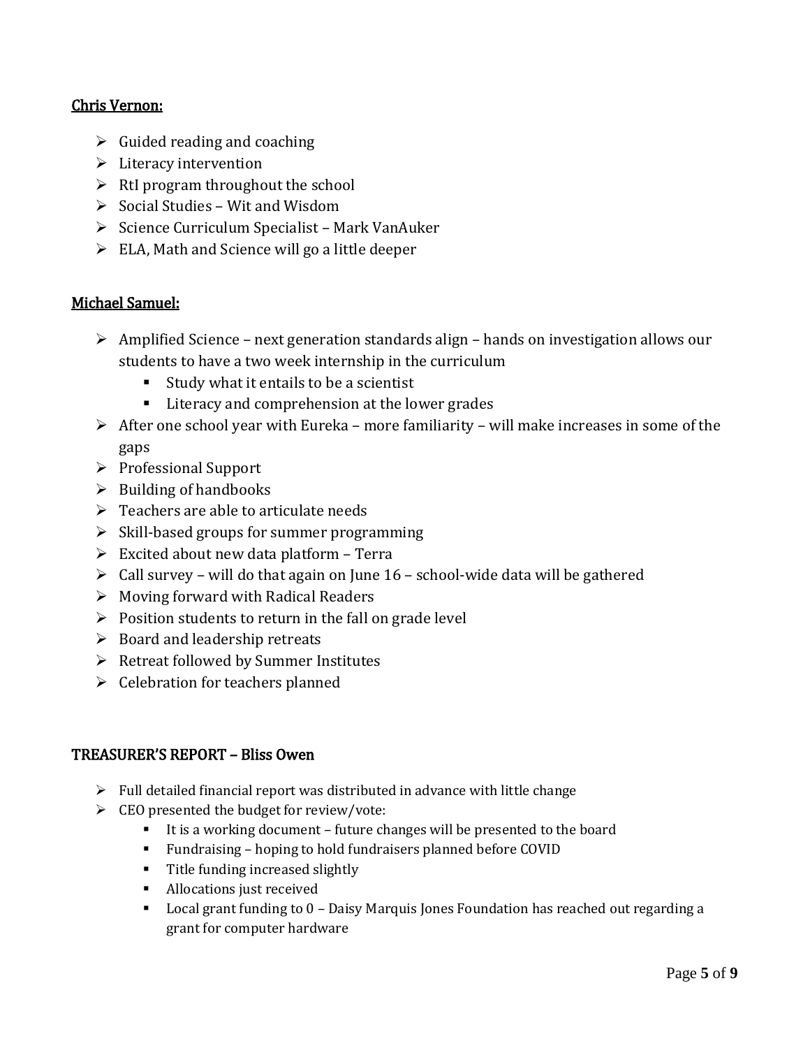<u>Chris Vernon:</u>

- Guided reading and coaching
- Literacy intervention
- RtI program throughout the school
- Social Studies – Wit and Wisdom
- Science Curriculum Specialist – Mark VanAuker
- ELA, Math and Science will go a little deeper

<u>Michael Samuel:</u>

- Amplified Science – next generation standards align – hands on investigation allows our students to have a two week internship in the curriculum
  - Study what it entails to be a scientist
  - Literacy and comprehension at the lower grades
- After one school year with Eureka – more familiarity – will make increases in some of the gaps
- Professional Support
- Building of handbooks
- Teachers are able to articulate needs
- Skill-based groups for summer programming
- Excited about new data platform – Terra
- Call survey – will do that again on June 16 – school-wide data will be gathered
- Moving forward with Radical Readers
- Position students to return in the fall on grade level
- Board and leadership retreats
- Retreat followed by Summer Institutes
- Celebration for teachers planned

## TREASURER'S REPORT – Bliss Owen

- Full detailed financial report was distributed in advance with little change
- CEO presented the budget for review/vote:
  - It is a working document – future changes will be presented to the board
  - Fundraising – hoping to hold fundraisers planned before COVID
  - Title funding increased slightly
  - Allocations just received
  - Local grant funding to 0 – Daisy Marquis Jones Foundation has reached out regarding a grant for computer hardware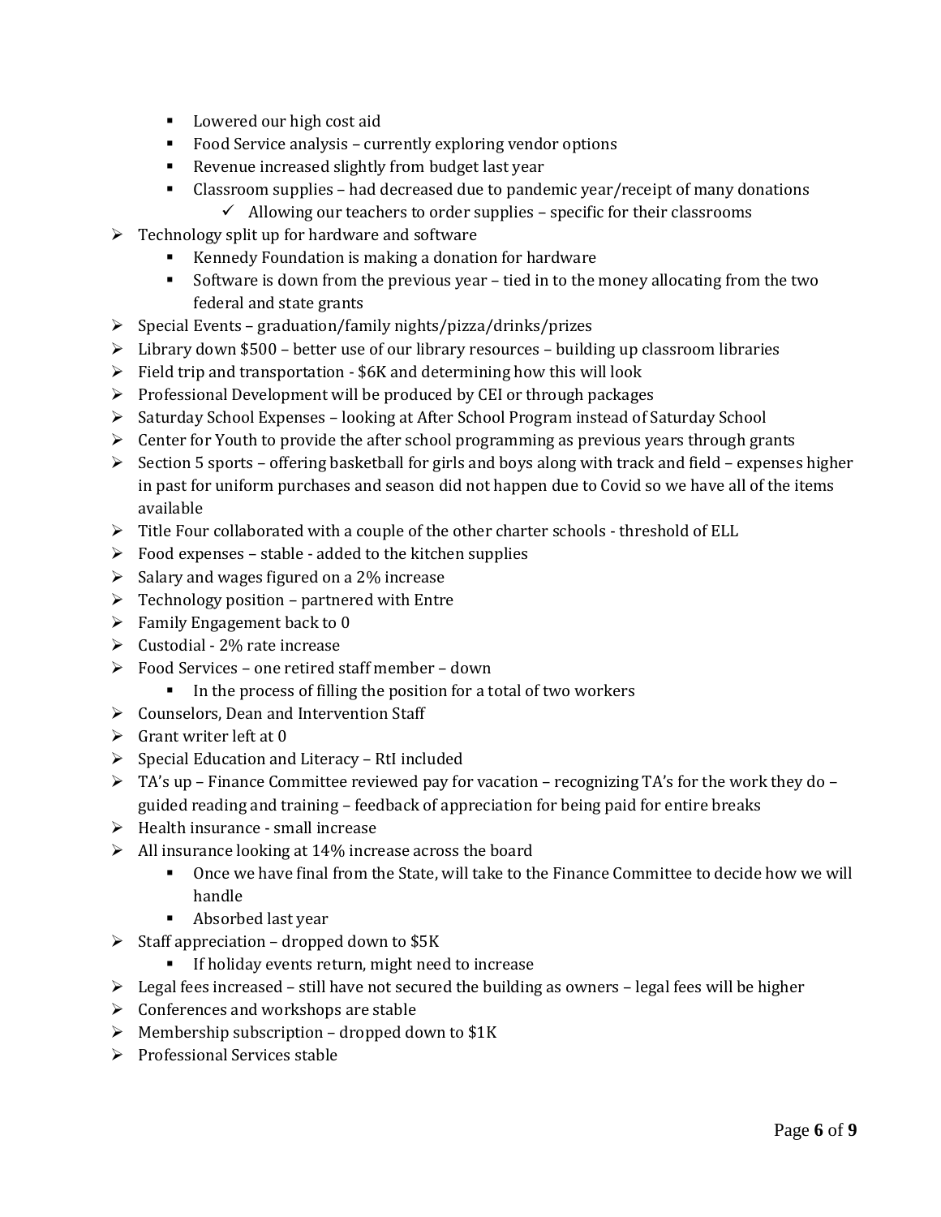- Lowered our high cost aid
    - Food Service analysis – currently exploring vendor options
    - Revenue increased slightly from budget last year
    - Classroom supplies – had decreased due to pandemic year/receipt of many donations
      - ✓ Allowing our teachers to order supplies – specific for their classrooms
- Technology split up for hardware and software
    - Kennedy Foundation is making a donation for hardware
    - Software is down from the previous year – tied in to the money allocating from the two federal and state grants
- Special Events – graduation/family nights/pizza/drinks/prizes
- Library down $500 – better use of our library resources – building up classroom libraries
- Field trip and transportation - $6K and determining how this will look
- Professional Development will be produced by CEI or through packages
- Saturday School Expenses – looking at After School Program instead of Saturday School
- Center for Youth to provide the after school programming as previous years through grants
- Section 5 sports – offering basketball for girls and boys along with track and field – expenses higher in past for uniform purchases and season did not happen due to Covid so we have all of the items available
- Title Four collaborated with a couple of the other charter schools - threshold of ELL
- Food expenses – stable - added to the kitchen supplies
- Salary and wages figured on a 2% increase
- Technology position – partnered with Entre
- Family Engagement back to 0
- Custodial - 2% rate increase
- Food Services – one retired staff member – down
    - In the process of filling the position for a total of two workers
- Counselors, Dean and Intervention Staff
- Grant writer left at 0
- Special Education and Literacy – RtI included
- TA's up – Finance Committee reviewed pay for vacation – recognizing TA's for the work they do – guided reading and training – feedback of appreciation for being paid for entire breaks
- Health insurance - small increase
- All insurance looking at 14% increase across the board
    - Once we have final from the State, will take to the Finance Committee to decide how we will handle
    - Absorbed last year
- Staff appreciation – dropped down to $5K
    - If holiday events return, might need to increase
- Legal fees increased – still have not secured the building as owners – legal fees will be higher
- Conferences and workshops are stable
- Membership subscription – dropped down to $1K
- Professional Services stable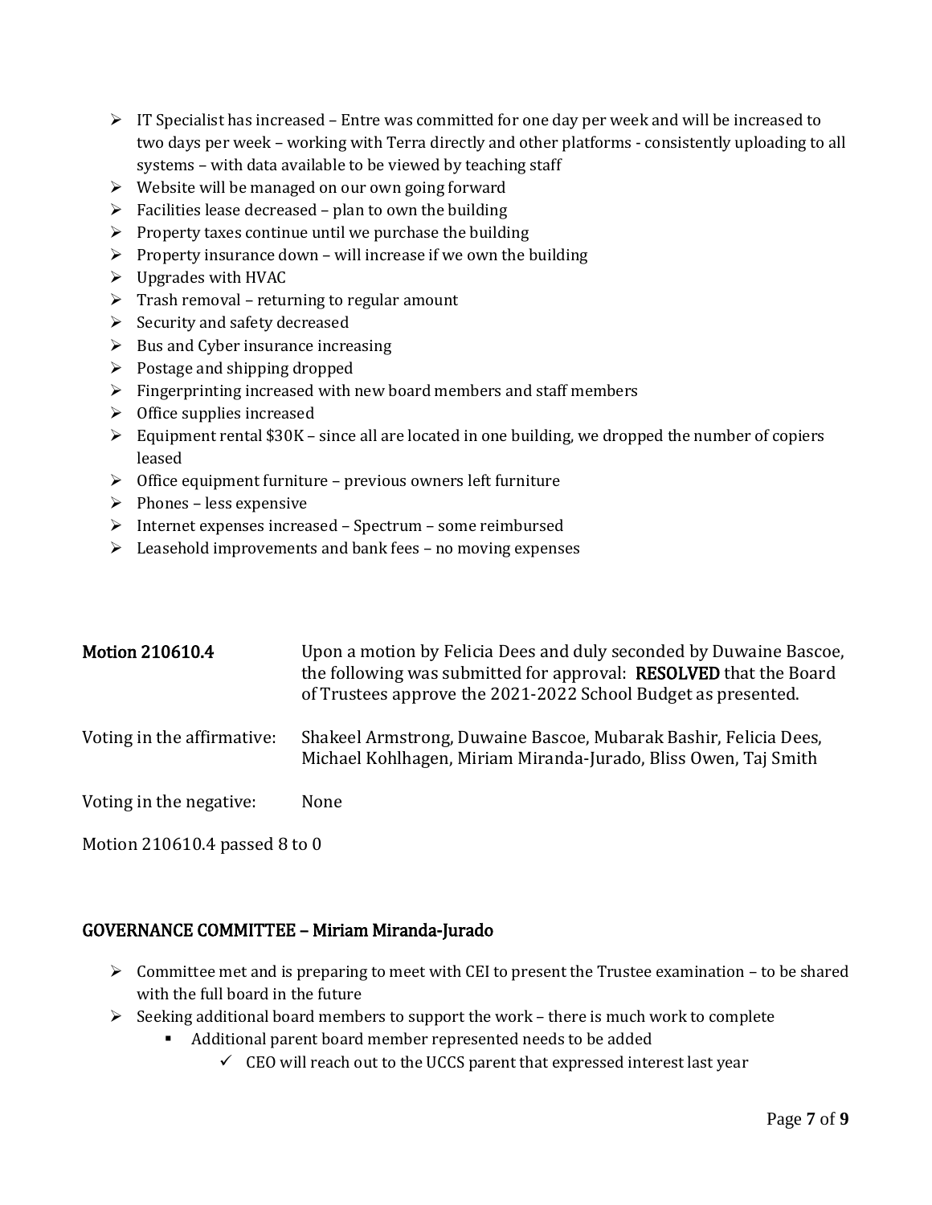- IT Specialist has increased – Entre was committed for one day per week and will be increased to two days per week – working with Terra directly and other platforms - consistently uploading to all systems – with data available to be viewed by teaching staff
- Website will be managed on our own going forward
- Facilities lease decreased – plan to own the building
- Property taxes continue until we purchase the building
- Property insurance down – will increase if we own the building
- Upgrades with HVAC
- Trash removal – returning to regular amount
- Security and safety decreased
- Bus and Cyber insurance increasing
- Postage and shipping dropped
- Fingerprinting increased with new board members and staff members
- Office supplies increased
- Equipment rental $30K – since all are located in one building, we dropped the number of copiers leased
- Office equipment furniture – previous owners left furniture
- Phones – less expensive
- Internet expenses increased – Spectrum – some reimbursed
- Leasehold improvements and bank fees – no moving expenses

| | |
|---|---|
| **Motion 210610.4** | Upon a motion by Felicia Dees and duly seconded by Duwaine Bascoe, the following was submitted for approval: **RESOLVED** that the Board of Trustees approve the 2021-2022 School Budget as presented. |
| Voting in the affirmative: | Shakeel Armstrong, Duwaine Bascoe, Mubarak Bashir, Felicia Dees, Michael Kohlhagen, Miriam Miranda-Jurado, Bliss Owen, Taj Smith |
| Voting in the negative: | None |

Motion 210610.4 passed 8 to 0

## GOVERNANCE COMMITTEE – Miriam Miranda-Jurado

- Committee met and is preparing to meet with CEI to present the Trustee examination – to be shared with the full board in the future
- Seeking additional board members to support the work – there is much work to complete
  - Additional parent board member represented needs to be added
    - CEO will reach out to the UCCS parent that expressed interest last year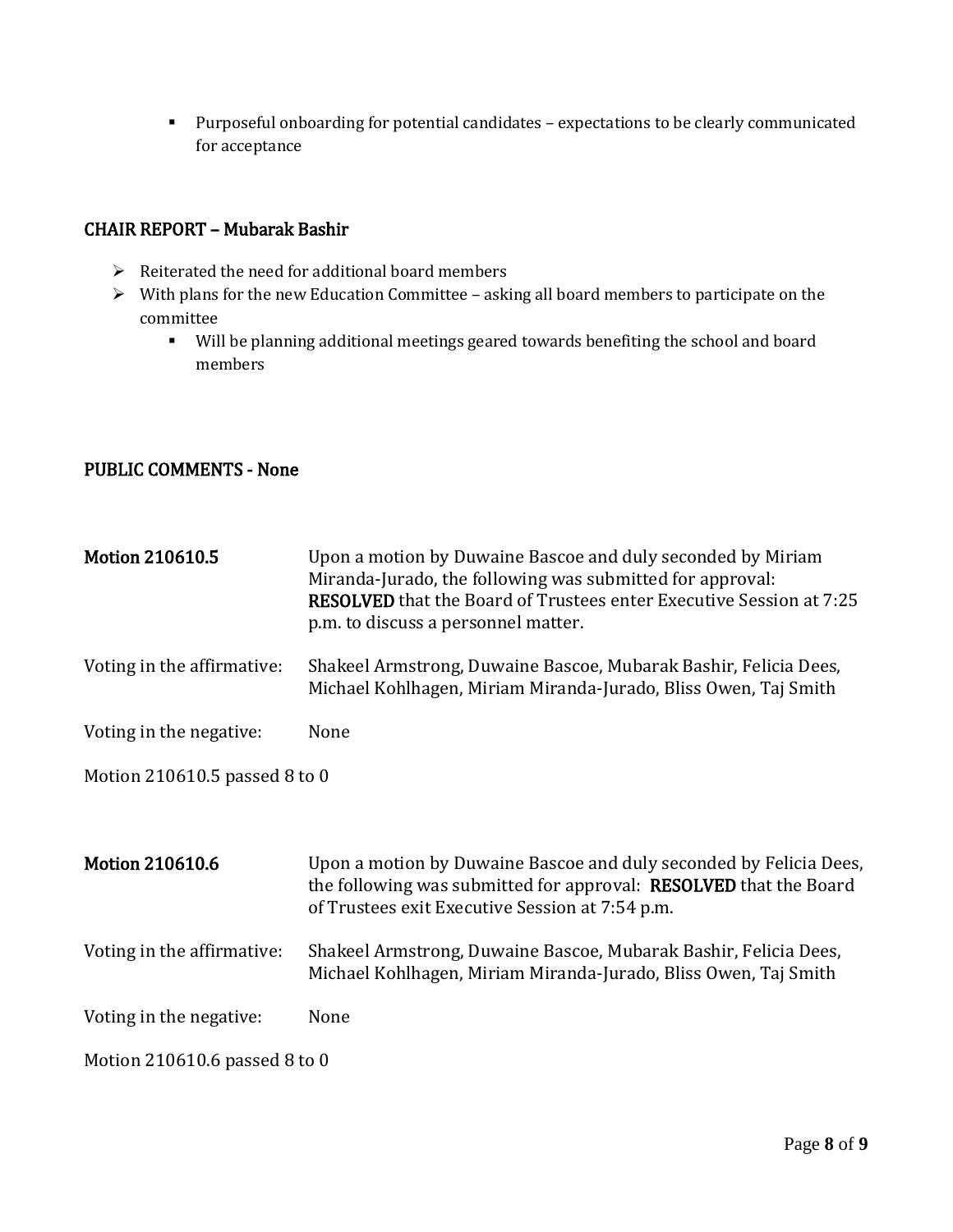- Purposeful onboarding for potential candidates – expectations to be clearly communicated for acceptance

## CHAIR REPORT – Mubarak Bashir

- Reiterated the need for additional board members
- With plans for the new Education Committee – asking all board members to participate on the committee
  - Will be planning additional meetings geared towards benefiting the school and board members

## PUBLIC COMMENTS - None

| | |
|---|---|
| **Motion 210610.5** | Upon a motion by Duwaine Bascoe and duly seconded by Miriam Miranda-Jurado, the following was submitted for approval: **RESOLVED** that the Board of Trustees enter Executive Session at 7:25 p.m. to discuss a personnel matter. |
| Voting in the affirmative: | Shakeel Armstrong, Duwaine Bascoe, Mubarak Bashir, Felicia Dees, Michael Kohlhagen, Miriam Miranda-Jurado, Bliss Owen, Taj Smith |
| Voting in the negative: | None |

Motion 210610.5 passed 8 to 0

| | |
|---|---|
| **Motion 210610.6** | Upon a motion by Duwaine Bascoe and duly seconded by Felicia Dees, the following was submitted for approval: **RESOLVED** that the Board of Trustees exit Executive Session at 7:54 p.m. |
| Voting in the affirmative: | Shakeel Armstrong, Duwaine Bascoe, Mubarak Bashir, Felicia Dees, Michael Kohlhagen, Miriam Miranda-Jurado, Bliss Owen, Taj Smith |
| Voting in the negative: | None |

Motion 210610.6 passed 8 to 0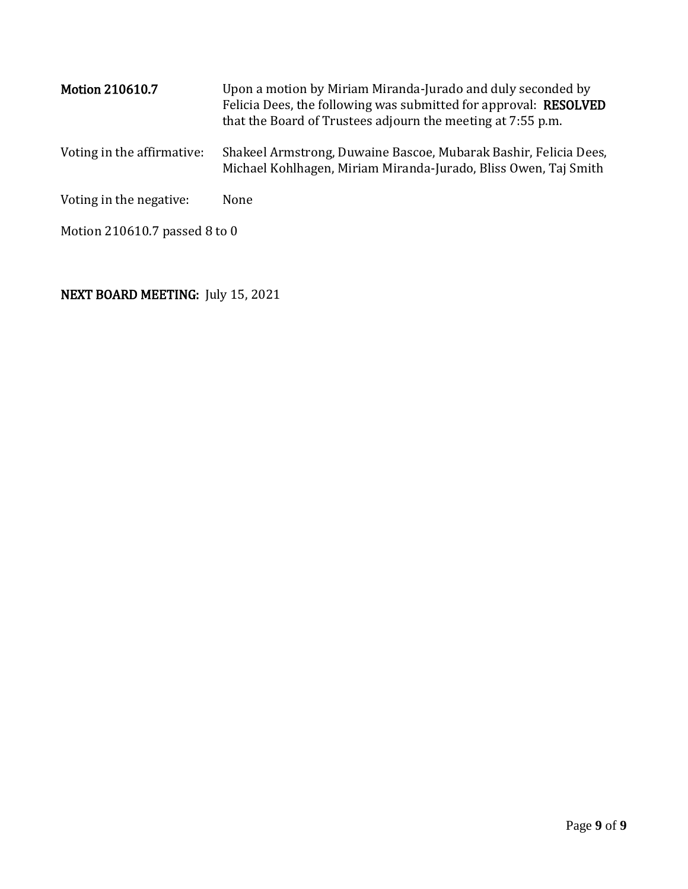**Motion 210610.7** Upon a motion by Miriam Miranda-Jurado and duly seconded by Felicia Dees, the following was submitted for approval: **RESOLVED** that the Board of Trustees adjourn the meeting at 7:55 p.m.

Voting in the affirmative: Shakeel Armstrong, Duwaine Bascoe, Mubarak Bashir, Felicia Dees, Michael Kohlhagen, Miriam Miranda-Jurado, Bliss Owen, Taj Smith

Voting in the negative: None

Motion 210610.7 passed 8 to 0

**NEXT BOARD MEETING:** July 15, 2021